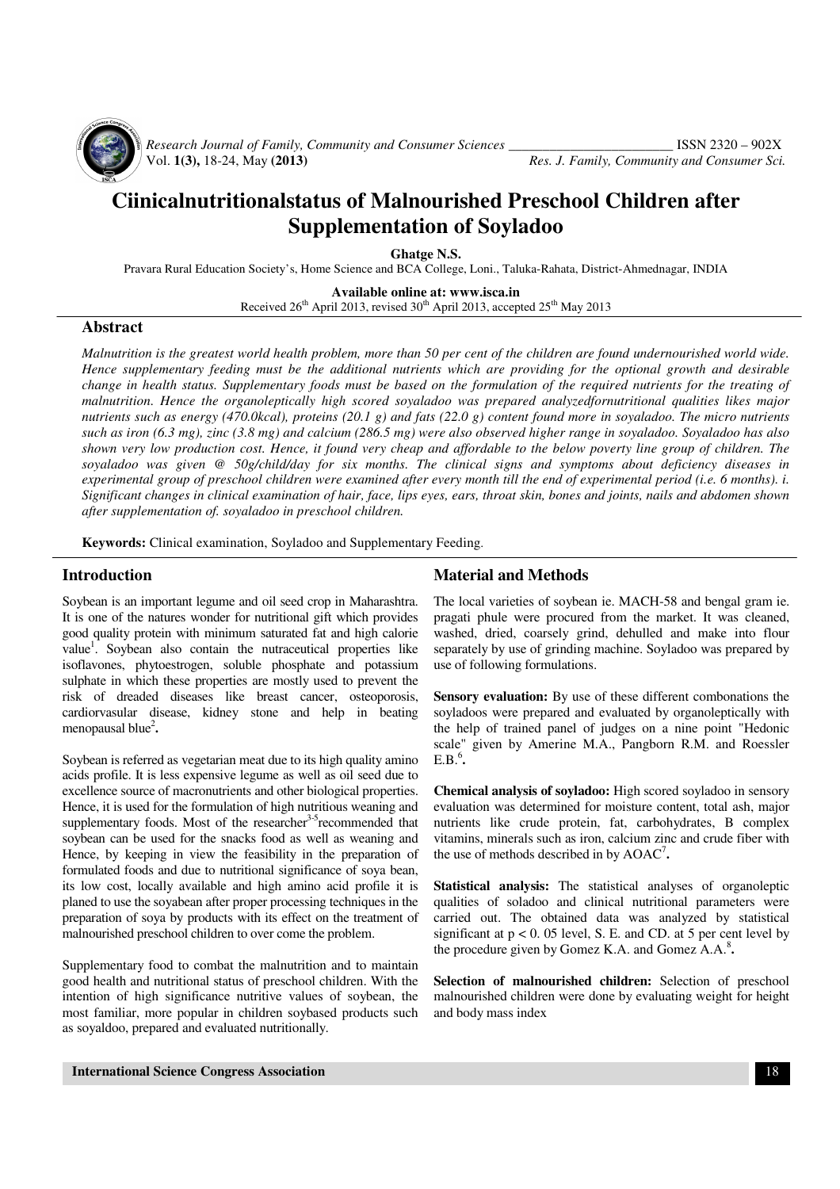# Ciinicalnutritionalstatus of Malnourished Preschool Children after Supplementation of Soyladoo

**Ghatge N.S.**

Pravara Rural Education Society's, Home Science and BCA College, Loni., Taluka-Rahata, District-Ahmednagar, INDIA

**Available online at: www.isca.in**

Received 26th April 2013, revised 30th April 2013, accepted 25th May 2013

## Abstract

*Malnutrition is the greatest world health problem, more than 50 per cent of the children are found undernourished world wide. Hence supplementary feeding must be the additional nutrients which are providing for the optional growth and desirable change in health status. Supplementary foods must be based on the formulation of the required nutrients for the treating of malnutrition. Hence the organoleptically high scored soyaladoo was prepared analyzedfornutritional qualities likes major nutrients such as energy (470.0kcal), proteins (20.1 g) and fats (22.0 g) content found more in soyaladoo. The micro nutrients such as iron (6.3 mg), zinc (3.8 mg) and calcium (286.5 mg) were also observed higher range in soyaladoo. Soyaladoo has also shown very low production cost. Hence, it found very cheap and affordable to the below poverty line group of children. The soyaladoo was given @ 50g/child/day for six months. The clinical signs and symptoms about deficiency diseases in experimental group of preschool children were examined after every month till the end of experimental period (i.e. 6 months). i. Significant changes in clinical examination of hair, face, lips eyes, ears, throat skin, bones and joints, nails and abdomen shown after supplementation of. soyaladoo in preschool children.*

**Keywords:** Clinical examination, Soyladoo and Supplementary Feeding.

## Introduction

Soybean is an important legume and oil seed crop in Maharashtra. It is one of the natures wonder for nutritional gift which provides good quality protein with minimum saturated fat and high calorie value[1]. Soybean also contain the nutraceutical properties like isoflavones, phytoestrogen, soluble phosphate and potassium sulphate in which these properties are mostly used to prevent the risk of dreaded diseases like breast cancer, osteoporosis, cardiorvasular disease, kidney stone and help in beating menopausal blue[2]**.**

Soybean is referred as vegetarian meat due to its high quality amino acids profile. It is less expensive legume as well as oil seed due to excellence source of macronutrients and other biological properties. Hence, it is used for the formulation of high nutritious weaning and supplementary foods. Most of the researcher[3-5]recommended that soybean can be used for the snacks food as well as weaning and Hence, by keeping in view the feasibility in the preparation of formulated foods and due to nutritional significance of soya bean, its low cost, locally available and high amino acid profile it is planed to use the soyabean after proper processing techniques in the preparation of soya by products with its effect on the treatment of malnourished preschool children to over come the problem.

Supplementary food to combat the malnutrition and to maintain good health and nutritional status of preschool children. With the intention of high significance nutritive values of soybean, the most familiar, more popular in children soybased products such as soyaldoo, prepared and evaluated nutritionally.

## Material and Methods

The local varieties of soybean ie. MACH-58 and bengal gram ie. pragati phule were procured from the market. It was cleaned, washed, dried, coarsely grind, dehulled and make into flour separately by use of grinding machine. Soyladoo was prepared by use of following formulations.

**Sensory evaluation:** By use of these different combonations the soyladoos were prepared and evaluated by organoleptically with the help of trained panel of judges on a nine point "Hedonic scale" given by Amerine M.A., Pangborn R.M. and Roessler E.B.[6]**.**

**Chemical analysis of soyladoo:** High scored soyladoo in sensory evaluation was determined for moisture content, total ash, major nutrients like crude protein, fat, carbohydrates, B complex vitamins, minerals such as iron, calcium zinc and crude fiber with the use of methods described in by AOAC[7]**.**

**Statistical analysis:** The statistical analyses of organoleptic qualities of soladoo and clinical nutritional parameters were carried out. The obtained data was analyzed by statistical significant at $p < 0.05$ level, S. E. and CD. at 5 per cent level by the procedure given by Gomez K.A. and Gomez A.A.[8]**.**

**Selection of malnourished children:** Selection of preschool malnourished children were done by evaluating weight for height and body mass index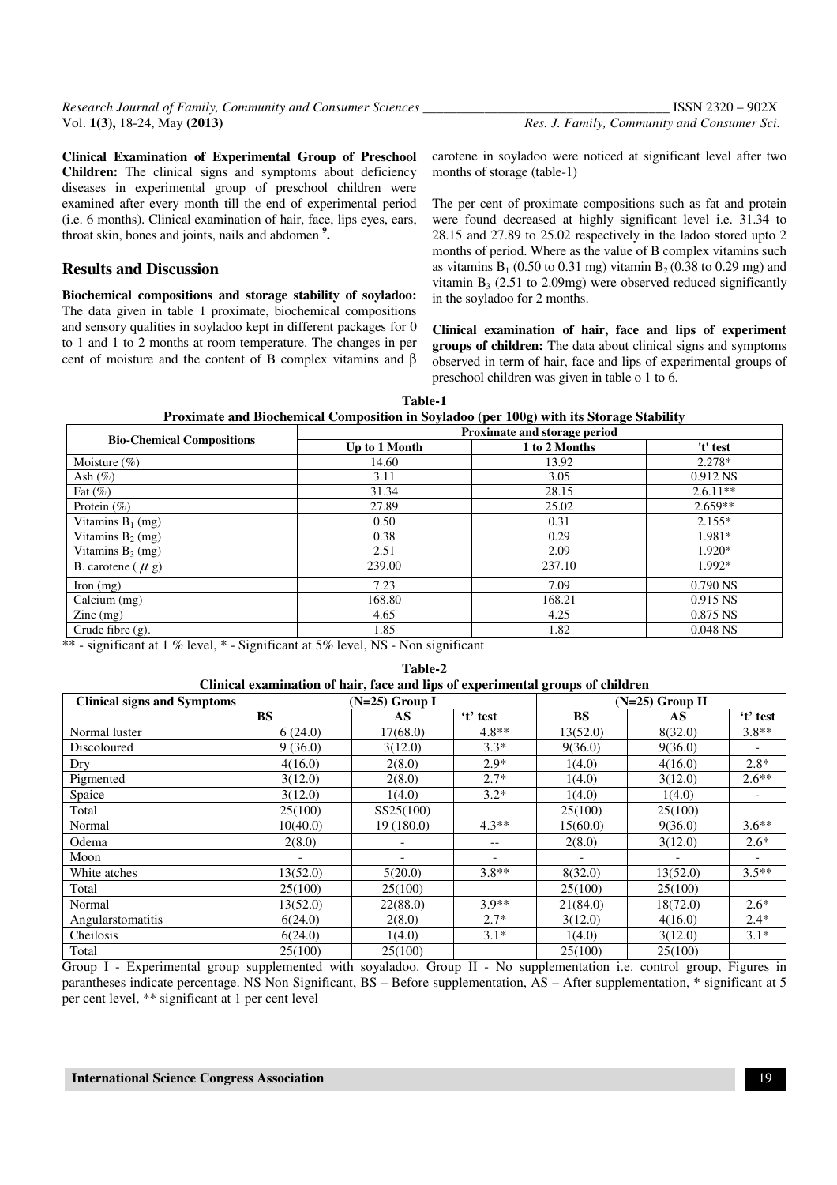**Clinical Examination of Experimental Group of Preschool Children:** The clinical signs and symptoms about deficiency diseases in experimental group of preschool children were examined after every month till the end of experimental period (i.e. 6 months). Clinical examination of hair, face, lips eyes, ears, throat skin, bones and joints, nails and abdomen [9].

## Results and Discussion

**Biochemical compositions and storage stability of soyladoo:** The data given in table 1 proximate, biochemical compositions and sensory qualities in soyladoo kept in different packages for 0 to 1 and 1 to 2 months at room temperature. The changes in per cent of moisture and the content of B complex vitamins and β carotene in soyladoo were noticed at significant level after two months of storage (table-1)

The per cent of proximate compositions such as fat and protein were found decreased at highly significant level i.e. 31.34 to 28.15 and 27.89 to 25.02 respectively in the ladoo stored upto 2 months of period. Where as the value of B complex vitamins such as vitamins $B_1$ (0.50 to 0.31 mg) vitamin $B_2$ (0.38 to 0.29 mg) and vitamin $B_3$ (2.51 to 2.09mg) were observed reduced significantly in the soyladoo for 2 months.

**Clinical examination of hair, face and lips of experiment groups of children:** The data about clinical signs and symptoms observed in term of hair, face and lips of experimental groups of preschool children was given in table o 1 to 6.

**Table-1**
**Proximate and Biochemical Composition in Soyladoo (per 100g) with its Storage Stability**

| Bio-Chemical Compositions | Proximate and storage period | | |
|---|---|---|---|
| | Up to 1 Month | 1 to 2 Months | 't' test |
| Moisture (%) | 14.60 | 13.92 | 2.278* |
| Ash (%) | 3.11 | 3.05 | 0.912 NS |
| Fat (%) | 31.34 | 28.15 | 2.6.11** |
| Protein (%) | 27.89 | 25.02 | 2.659** |
| Vitamins $B_1$ (mg) | 0.50 | 0.31 | 2.155* |
| Vitamins $B_2$ (mg) | 0.38 | 0.29 | 1.981* |
| Vitamins $B_3$ (mg) | 2.51 | 2.09 | 1.920* |
| B. carotene ( $\mu$ g) | 239.00 | 237.10 | 1.992* |
| Iron (mg) | 7.23 | 7.09 | 0.790 NS |
| Calcium (mg) | 168.80 | 168.21 | 0.915 NS |
| Zinc (mg) | 4.65 | 4.25 | 0.875 NS |
| Crude fibre (g). | 1.85 | 1.82 | 0.048 NS |

** - significant at 1 % level, * - Significant at 5% level, NS - Non significant

**Table-2**
**Clinical examination of hair, face and lips of experimental groups of children**

| Clinical signs and Symptoms | (N=25) Group I | | | (N=25) Group II | | |
|---|---|---|---|---|---|---|
| | BS | AS | 't' test | BS | AS | 't' test |
| Normal luster | 6 (24.0) | 17(68.0) | 4.8** | 13(52.0) | 8(32.0) | 3.8** |
| Discoloured | 9 (36.0) | 3(12.0) | 3.3* | 9(36.0) | 9(36.0) | - |
| Dry | 4(16.0) | 2(8.0) | 2.9* | 1(4.0) | 4(16.0) | 2.8* |
| Pigmented | 3(12.0) | 2(8.0) | 2.7* | 1(4.0) | 3(12.0) | 2.6** |
| Spaice | 3(12.0) | 1(4.0) | 3.2* | 1(4.0) | 1(4.0) | - |
| Total | 25(100) | SS25(100) | | 25(100) | 25(100) | |
| Normal | 10(40.0) | 19 (180.0) | 4.3** | 15(60.0) | 9(36.0) | 3.6** |
| Odema | 2(8.0) | - | -- | 2(8.0) | 3(12.0) | 2.6* |
| Moon | - | - | - | - | - | - |
| White atches | 13(52.0) | 5(20.0) | 3.8** | 8(32.0) | 13(52.0) | 3.5** |
| Total | 25(100) | 25(100) | | 25(100) | 25(100) | |
| Normal | 13(52.0) | 22(88.0) | 3.9** | 21(84.0) | 18(72.0) | 2.6* |
| Angularstomatitis | 6(24.0) | 2(8.0) | 2.7* | 3(12.0) | 4(16.0) | 2.4* |
| Cheilosis | 6(24.0) | 1(4.0) | 3.1* | 1(4.0) | 3(12.0) | 3.1* |
| Total | 25(100) | 25(100) | | 25(100) | 25(100) | |

Group I - Experimental group supplemented with soyaladoo. Group II - No supplementation i.e. control group, Figures in parantheses indicate percentage. NS Non Significant, BS – Before supplementation, AS – After supplementation, * significant at 5 per cent level, ** significant at 1 per cent level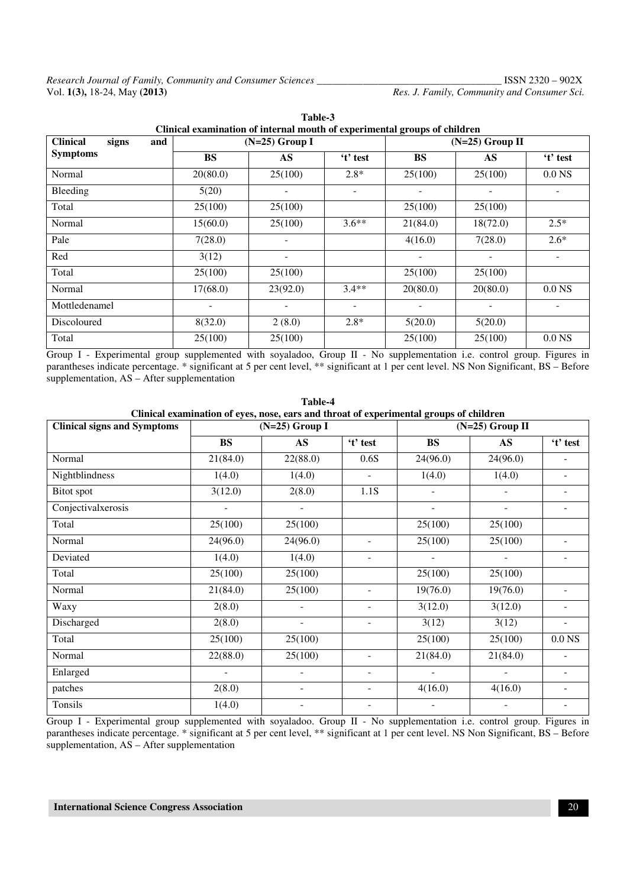**Table-3**
**Clinical examination of internal mouth of experimental groups of children**

| Clinical signs and Symptoms | (N=25) Group I | | | (N=25) Group II | | |
|---|---|---|---|---|---|---|
| | BS | AS | 't' test | BS | AS | 't' test |
| Normal | 20(80.0) | 25(100) | 2.8* | 25(100) | 25(100) | 0.0 NS |
| Bleeding | 5(20) | - | - | - | - | - |
| Total | 25(100) | 25(100) | | 25(100) | 25(100) | |
| Normal | 15(60.0) | 25(100) | 3.6** | 21(84.0) | 18(72.0) | 2.5* |
| Pale | 7(28.0) | - | | 4(16.0) | 7(28.0) | 2.6* |
| Red | 3(12) | - | | - | - | - |
| Total | 25(100) | 25(100) | | 25(100) | 25(100) | |
| Normal | 17(68.0) | 23(92.0) | 3.4** | 20(80.0) | 20(80.0) | 0.0 NS |
| Mottledenamel | - | - | - | - | - | - |
| Discoloured | 8(32.0) | 2 (8.0) | 2.8* | 5(20.0) | 5(20.0) | |
| Total | 25(100) | 25(100) | | 25(100) | 25(100) | 0.0 NS |

Group I - Experimental group supplemented with soyaladoo, Group II - No supplementation i.e. control group. Figures in parantheses indicate percentage. * significant at 5 per cent level, ** significant at 1 per cent level. NS Non Significant, BS – Before supplementation, AS – After supplementation

**Table-4**
**Clinical examination of eyes, nose, ears and throat of experimental groups of children**

| Clinical signs and Symptoms | (N=25) Group I | | | (N=25) Group II | | |
|---|---|---|---|---|---|---|
| | BS | AS | 't' test | BS | AS | 't' test |
| Normal | 21(84.0) | 22(88.0) | 0.6S | 24(96.0) | 24(96.0) | - |
| Nightblindness | 1(4.0) | 1(4.0) | - | 1(4.0) | 1(4.0) | - |
| Bitot spot | 3(12.0) | 2(8.0) | 1.1S | - | - | - |
| Conjectivalxerosis | - | - | - | - | - | - |
| Total | 25(100) | 25(100) | | 25(100) | 25(100) | |
| Normal | 24(96.0) | 24(96.0) | - | 25(100) | 25(100) | - |
| Deviated | 1(4.0) | 1(4.0) | - | - | - | - |
| Total | 25(100) | 25(100) | | 25(100) | 25(100) | |
| Normal | 21(84.0) | 25(100) | - | 19(76.0) | 19(76.0) | - |
| Waxy | 2(8.0) | - | - | 3(12.0) | 3(12.0) | - |
| Discharged | 2(8.0) | - | - | 3(12) | 3(12) | - |
| Total | 25(100) | 25(100) | | 25(100) | 25(100) | 0.0 NS |
| Normal | 22(88.0) | 25(100) | - | 21(84.0) | 21(84.0) | - |
| Enlarged | - | - | - | - | - | - |
| patches | 2(8.0) | - | - | 4(16.0) | 4(16.0) | - |
| Tonsils | 1(4.0) | - | - | - | - | - |

Group I - Experimental group supplemented with soyaladoo. Group II - No supplementation i.e. control group. Figures in parantheses indicate percentage. * significant at 5 per cent level, ** significant at 1 per cent level. NS Non Significant, BS – Before supplementation, AS – After supplementation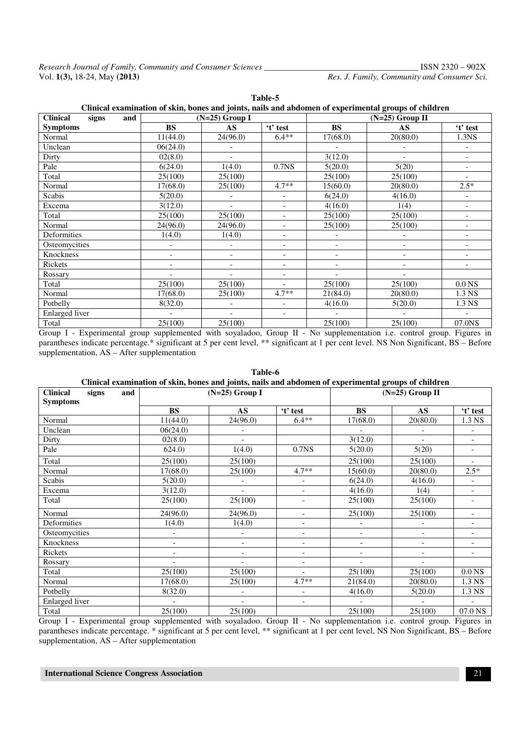**Table-5**

**Clinical examination of skin, bones and joints, nails and abdomen of experimental groups of children**

| Clinical signs and Symptoms | (N=25) Group I | | | (N=25) Group II | | |
|---|---|---|---|---|---|---|
| | BS | AS | 't' test | BS | AS | 't' test |
| Normal | 11(44.0) | 24(96.0) | 6.4** | 17(68.0) | 20(80.0) | 1.3NS |
| Unclean | 06(24.0) | - | | - | - | - |
| Dirty | 02(8.0) | - | | 3(12.0) | - | - |
| Pale | 6(24.0) | 1(4.0) | 0.7NS | 5(20.0) | 5(20) | - |
| Total | 25(100) | 25(100) | | 25(100) | 25(100) | - |
| Normal | 17(68.0) | 25(100) | 4.7** | 15(60.0) | 20(80.0) | 2.5* |
| Scabis | 5(20.0) | - | - | 6(24.0) | 4(16.0) | - |
| Excema | 3(12.0) | - | - | 4(16.0) | 1(4) | - |
| Total | 25(100) | 25(100) | - | 25(100) | 25(100) | - |
| Normal | 24(96.0) | 24(96.0) | - | 25(100) | 25(100) | - |
| Deformities | 1(4.0) | 1(4.0) | - | - | - | - |
| Osteomycities | - | - | - | - | - | - |
| Knockness | - | - | - | - | - | - |
| Rickets | - | - | - | - | - | - |
| Rossary | - | - | - | - | - | |
| Total | 25(100) | 25(100) | - | 25(100) | 25(100) | 0.0 NS |
| Normal | 17(68.0) | 25(100) | 4.7** | 21(84.0) | 20(80.0) | 1.3 NS |
| Potbelly | 8(32.0) | - | - | 4(16.0) | 5(20.0) | 1.3 NS |
| Enlarged liver | - | - | - | - | - | - |
| Total | 25(100) | 25(100) | | 25(100) | 25(100) | 07.0NS |

Group I - Experimental group supplemented with soyaladoo, Group II - No supplementation i.e. control group. Figures in parantheses indicate percentage.* significant at 5 per cent level, ** significant at 1 per cent level. NS Non Significant, BS – Before supplementation, AS – After supplementation

**Table-6**

**Clinical examination of skin, bones and joints, nails and abdomen of experimental groups of children**

| Clinical signs and Symptoms | (N=25) Group I | | | (N=25) Group II | | |
|---|---|---|---|---|---|---|
| | BS | AS | 't' test | BS | AS | 't' test |
| Normal | 11(44.0) | 24(96.0) | 6.4** | 17(68.0) | 20(80.0) | 1.3 NS |
| Unclean | 06(24.0) | - | | - | - | - |
| Dirty | 02(8.0) | - | | 3(12.0) | - | - |
| Pale | 624.0) | 1(4.0) | 0.7NS | 5(20.0) | 5(20) | - |
| Total | 25(100) | 25(100) | | 25(100) | 25(100) | - |
| Normal | 17(68.0) | 25(100) | 4.7** | 15(60.0) | 20(80.0) | 2.5* |
| Scabis | 5(20.0) | - | - | 6(24.0) | 4(16.0) | - |
| Excema | 3(12.0) | - | - | 4(16.0) | 1(4) | - |
| Total | 25(100) | 25(100) | - | 25(100) | 25(100) | - |
| Normal | 24(96.0) | 24(96.0) | - | 25(100) | 25(100) | - |
| Deformities | 1(4.0) | 1(4.0) | - | - | - | - |
| Osteomycities | - | - | - | - | - | - |
| Knockness | - | - | - | - | - | - |
| Rickets | - | - | - | - | - | - |
| Rossary | - | - | - | - | - | |
| Total | 25(100) | 25(100) | - | 25(100) | 25(100) | 0.0 NS |
| Normal | 17(68.0) | 25(100) | 4.7** | 21(84.0) | 20(80.0) | 1.3 NS |
| Potbelly | 8(32.0) | - | - | 4(16.0) | 5(20.0) | 1.3 NS |
| Enlarged liver | - | - | - | - | - | - |
| Total | 25(100) | 25(100) | | 25(100) | 25(100) | 07.0 NS |

Group I - Experimental group supplemented with soyaladoo. Group II - No supplementation i.e. control group. Figures in parantheses indicate percentage. * significant at 5 per cent level, ** significant at 1 per cent level, NS Non Significant, BS – Before supplementation, AS – After supplementation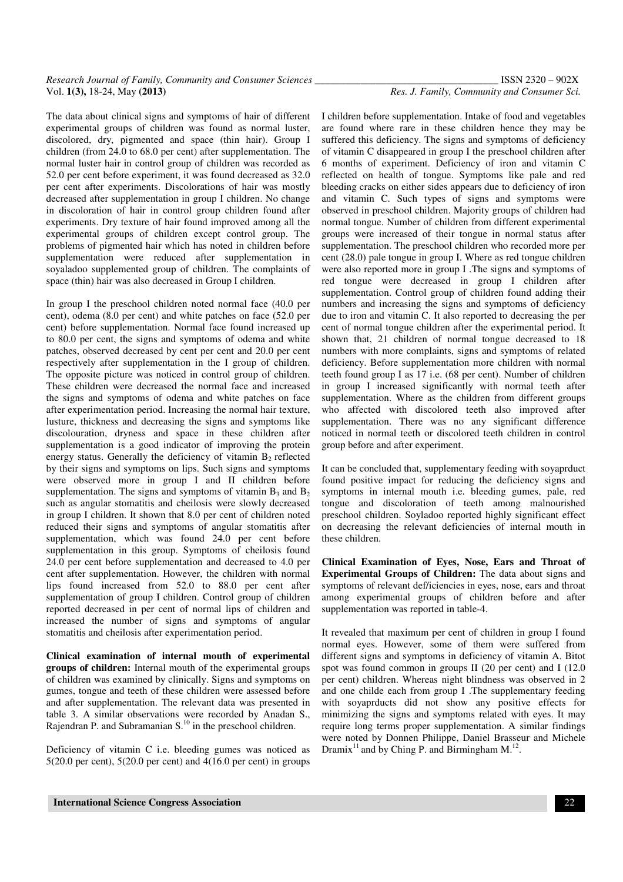The data about clinical signs and symptoms of hair of different experimental groups of children was found as normal luster, discolored, dry, pigmented and space (thin hair). Group I children (from 24.0 to 68.0 per cent) after supplementation. The normal luster hair in control group of children was recorded as 52.0 per cent before experiment, it was found decreased as 32.0 per cent after experiments. Discolorations of hair was mostly decreased after supplementation in group I children. No change in discoloration of hair in control group children found after experiments. Dry texture of hair found improved among all the experimental groups of children except control group. The problems of pigmented hair which has noted in children before supplementation were reduced after supplementation in soyaladoo supplemented group of children. The complaints of space (thin) hair was also decreased in Group I children.

In group I the preschool children noted normal face (40.0 per cent), odema (8.0 per cent) and white patches on face (52.0 per cent) before supplementation. Normal face found increased up to 80.0 per cent, the signs and symptoms of odema and white patches, observed decreased by cent per cent and 20.0 per cent respectively after supplementation in the I group of children. The opposite picture was noticed in control group of children. These children were decreased the normal face and increased the signs and symptoms of odema and white patches on face after experimentation period. Increasing the normal hair texture, lusture, thickness and decreasing the signs and symptoms like discolouration, dryness and space in these children after supplementation is a good indicator of improving the protein energy status. Generally the deficiency of vitamin $B_2$ reflected by their signs and symptoms on lips. Such signs and symptoms were observed more in group I and II children before supplementation. The signs and symptoms of vitamin $B_3$ and $B_2$ such as angular stomatitis and cheilosis were slowly decreased in group I children. It shown that 8.0 per cent of children noted reduced their signs and symptoms of angular stomatitis after supplementation, which was found 24.0 per cent before supplementation in this group. Symptoms of cheilosis found 24.0 per cent before supplementation and decreased to 4.0 per cent after supplementation. However, the children with normal lips found increased from 52.0 to 88.0 per cent after supplementation of group I children. Control group of children reported decreased in per cent of normal lips of children and increased the number of signs and symptoms of angular stomatitis and cheilosis after experimentation period.

**Clinical examination of internal mouth of experimental groups of children:** Internal mouth of the experimental groups of children was examined by clinically. Signs and symptoms on gumes, tongue and teeth of these children were assessed before and after supplementation. The relevant data was presented in table 3. A similar observations were recorded by Anadan S., Rajendran P. and Subramanian S.[10] in the preschool children.

Deficiency of vitamin C i.e. bleeding gumes was noticed as 5(20.0 per cent), 5(20.0 per cent) and 4(16.0 per cent) in groups I children before supplementation. Intake of food and vegetables are found where rare in these children hence they may be suffered this deficiency. The signs and symptoms of deficiency of vitamin C disappeared in group I the preschool children after 6 months of experiment. Deficiency of iron and vitamin C reflected on health of tongue. Symptoms like pale and red bleeding cracks on either sides appears due to deficiency of iron and vitamin C. Such types of signs and symptoms were observed in preschool children. Majority groups of children had normal tongue. Number of children from different experimental groups were increased of their tongue in normal status after supplementation. The preschool children who recorded more per cent (28.0) pale tongue in group I. Where as red tongue children were also reported more in group I .The signs and symptoms of red tongue were decreased in group I children after supplementation. Control group of children found adding their numbers and increasing the signs and symptoms of deficiency due to iron and vitamin C. It also reported to decreasing the per cent of normal tongue children after the experimental period. It shown that, 21 children of normal tongue decreased to 18 numbers with more complaints, signs and symptoms of related deficiency. Before supplementation more children with normal teeth found group I as 17 i.e. (68 per cent). Number of children in group I increased significantly with normal teeth after supplementation. Where as the children from different groups who affected with discolored teeth also improved after supplementation. There was no any significant difference noticed in normal teeth or discolored teeth children in control group before and after experiment.

It can be concluded that, supplementary feeding with soyaprduct found positive impact for reducing the deficiency signs and symptoms in internal mouth i.e. bleeding gumes, pale, red tongue and discoloration of teeth among malnourished preschool children. Soyladoo reported highly significant effect on decreasing the relevant deficiencies of internal mouth in these children.

**Clinical Examination of Eyes, Nose, Ears and Throat of Experimental Groups of Children:** The data about signs and symptoms of relevant def/iciencies in eyes, nose, ears and throat among experimental groups of children before and after supplementation was reported in table-4.

It revealed that maximum per cent of children in group I found normal eyes. However, some of them were suffered from different signs and symptoms in deficiency of vitamin A. Bitot spot was found common in groups II (20 per cent) and I (12.0 per cent) children. Whereas night blindness was observed in 2 and one childe each from group I .The supplementary feeding with soyaprducts did not show any positive effects for minimizing the signs and symptoms related with eyes. It may require long terms proper supplementation. A similar findings were noted by Donnen Philippe, Daniel Brasseur and Michele Dramix[11] and by Ching P. and Birmingham M.[12].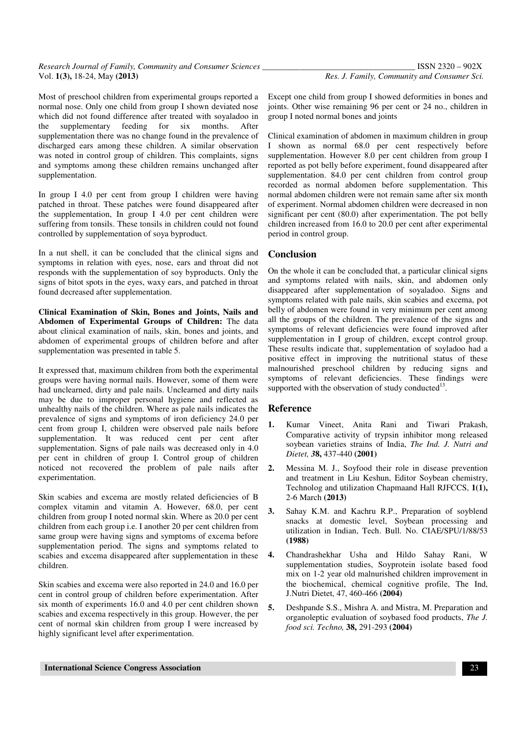Most of preschool children from experimental groups reported a normal nose. Only one child from group I shown deviated nose which did not found difference after treated with soyaladoo in the supplementary feeding for six months. After supplementation there was no change found in the prevalence of discharged ears among these children. A similar observation was noted in control group of children. This complaints, signs and symptoms among these children remains unchanged after supplementation.

In group I 4.0 per cent from group I children were having patched in throat. These patches were found disappeared after the supplementation, In group I 4.0 per cent children were suffering from tonsils. These tonsils in children could not found controlled by supplementation of soya byproduct.

In a nut shell, it can be concluded that the clinical signs and symptoms in relation with eyes, nose, ears and throat did not responds with the supplementation of soy byproducts. Only the signs of bitot spots in the eyes, waxy ears, and patched in throat found decreased after supplementation.

**Clinical Examination of Skin, Bones and Joints, Nails and Abdomen of Experimental Groups of Children:** The data about clinical examination of nails, skin, bones and joints, and abdomen of experimental groups of children before and after supplementation was presented in table 5.

It expressed that, maximum children from both the experimental groups were having normal nails. However, some of them were had unclearned, dirty and pale nails. Unclearned and dirty nails may be due to improper personal hygiene and reflected as unhealthy nails of the children. Where as pale nails indicates the prevalence of signs and symptoms of iron deficiency 24.0 per cent from group I, children were observed pale nails before supplementation. It was reduced cent per cent after supplementation. Signs of pale nails was decreased only in 4.0 per cent in children of group I. Control group of children noticed not recovered the problem of pale nails after experimentation.

Skin scabies and excema are mostly related deficiencies of B complex vitamin and vitamin A. However, 68.0, per cent children from group I noted normal skin. Where as 20.0 per cent children from each group i.e. I another 20 per cent children from same group were having signs and symptoms of excema before supplementation period. The signs and symptoms related to scabies and excema disappeared after supplementation in these children.

Skin scabies and excema were also reported in 24.0 and 16.0 per cent in control group of children before experimentation. After six month of experiments 16.0 and 4.0 per cent children shown scabies and excema respectively in this group. However, the per cent of normal skin children from group I were increased by highly significant level after experimentation.

Except one child from group I showed deformities in bones and joints. Other wise remaining 96 per cent or 24 no., children in group I noted normal bones and joints

Clinical examination of abdomen in maximum children in group I shown as normal 68.0 per cent respectively before supplementation. However 8.0 per cent children from group I reported as pot belly before experiment, found disappeared after supplementation. 84.0 per cent children from control group recorded as normal abdomen before supplementation. This normal abdomen children were not remain same after six month of experiment. Normal abdomen children were decreased in non significant per cent (80.0) after experimentation. The pot belly children increased from 16.0 to 20.0 per cent after experimental period in control group.

## Conclusion

On the whole it can be concluded that, a particular clinical signs and symptoms related with nails, skin, and abdomen only disappeared after supplementation of soyaladoo. Signs and symptoms related with pale nails, skin scabies and excema, pot belly of abdomen were found in very minimum per cent among all the groups of the children. The prevalence of the signs and symptoms of relevant deficiencies were found improved after supplementation in I group of children, except control group. These results indicate that, supplementation of soyladoo had a positive effect in improving the nutritional status of these malnourished preschool children by reducing signs and symptoms of relevant deficiencies. These findings were supported with the observation of study conducted[13].

## Reference

1. Kumar Vineet, Anita Rani and Tiwari Prakash, Comparative activity of trypsin inhibitor mong released soybean varieties strains of India, *The Ind. J. Nutri and Dietet, 3***8,** 437-440 **(2001)**
2. Messina M. J., Soyfood their role in disease prevention and treatment in Liu Keshun, Editor Soybean chemistry, Technolog and utilization Chapmaand Hall RJFCCS, **1(1),** 2-6 March **(2013)**
3. Sahay K.M. and Kachru R.P., Preparation of soyblend snacks at domestic level, Soybean processing and utilization in Indian, Tech. Bull. No. CIAE/SPU/1/88/53 **(1988)**
4. Chandrashekhar Usha and Hildo Sahay Rani, W supplementation studies, Soyprotein isolate based food mix on 1-2 year old malnurished children improvement in the biochemical, chemical cognitive profile, The Ind, J.Nutri Dietet, 47, 460-466 **(2004)**
5. Deshpande S.S., Mishra A. and Mistra, M. Preparation and organoleptic evaluation of soybased food products, *The J. food sci. Techno,* **38,** 291-293 **(2004)**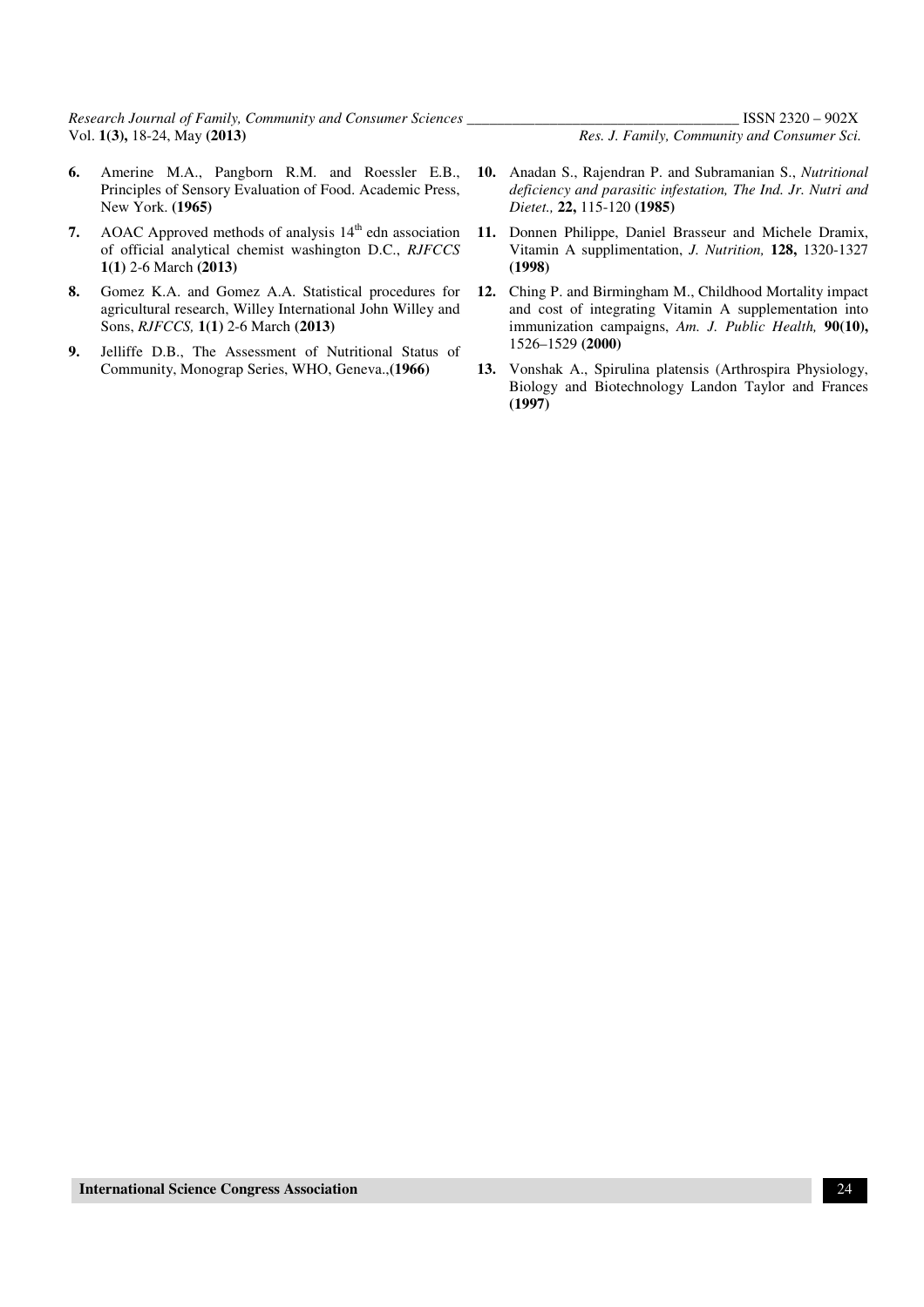6. Amerine M.A., Pangborn R.M. and Roessler E.B., Principles of Sensory Evaluation of Food. Academic Press, New York. **(1965)**

7. AOAC Approved methods of analysis 14th edn association of official analytical chemist washington D.C., *RJFCCS* **1(1)** 2-6 March **(2013)**

8. Gomez K.A. and Gomez A.A. Statistical procedures for agricultural research, Willey International John Willey and Sons, *RJFCCS,* **1(1)** 2-6 March **(2013)**

9. Jelliffe D.B., The Assessment of Nutritional Status of Community, Monograp Series, WHO, Geneva.,**(1966)**

10. Anadan S., Rajendran P. and Subramanian S., *Nutritional deficiency and parasitic infestation, The Ind. Jr. Nutri and Dietet.,* **22,** 115-120 **(1985)**

11. Donnen Philippe, Daniel Brasseur and Michele Dramix, Vitamin A supplimentation, *J. Nutrition,* **128,** 1320-1327 **(1998)**

12. Ching P. and Birmingham M., Childhood Mortality impact and cost of integrating Vitamin A supplementation into immunization campaigns, *Am. J. Public Health,* **90(10),** 1526–1529 **(2000)**

13. Vonshak A., Spirulina platensis (Arthrospira Physiology, Biology and Biotechnology Landon Taylor and Frances **(1997)**